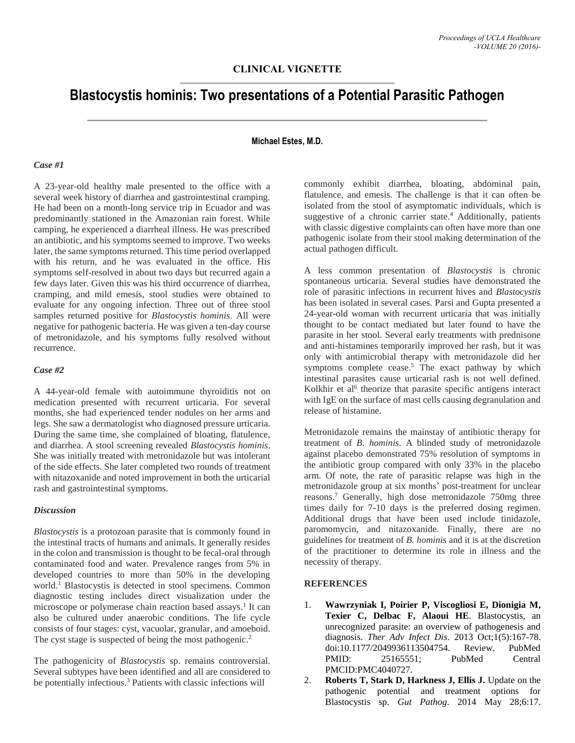**CLINICAL VIGNETTE**

# Blastocystis hominis: Two presentations of a Potential Parasitic Pathogen

**Michael Estes, M.D.**

### *Case #1*

A 23-year-old healthy male presented to the office with a several week history of diarrhea and gastrointestinal cramping. He had been on a month-long service trip in Ecuador and was predominantly stationed in the Amazonian rain forest. While camping, he experienced a diarrheal illness. He was prescribed an antibiotic, and his symptoms seemed to improve. Two weeks later, the same symptoms returned. This time period overlapped with his return, and he was evaluated in the office. His symptoms self-resolved in about two days but recurred again a few days later. Given this was his third occurrence of diarrhea, cramping, and mild emesis, stool studies were obtained to evaluate for any ongoing infection. Three out of three stool samples returned positive for *Blastocystis hominis*. All were negative for pathogenic bacteria. He was given a ten-day course of metronidazole, and his symptoms fully resolved without recurrence.

### *Case #2*

A 44-year-old female with autoimmune thyroiditis not on medication presented with recurrent urticaria. For several months, she had experienced tender nodules on her arms and legs. She saw a dermatologist who diagnosed pressure urticaria. During the same time, she complained of bloating, flatulence, and diarrhea. A stool screening revealed *Blastocystis hominis*. She was initially treated with metronidazole but was intolerant of the side effects. She later completed two rounds of treatment with nitazoxanide and noted improvement in both the urticarial rash and gastrointestinal symptoms.

### *Discussion*

*Blastocystis* is a protozoan parasite that is commonly found in the intestinal tracts of humans and animals. It generally resides in the colon and transmission is thought to be fecal-oral through contaminated food and water. Prevalence ranges from 5% in developed countries to more than 50% in the developing world.[1] Blastocystis is detected in stool specimens. Common diagnostic testing includes direct visualization under the microscope or polymerase chain reaction based assays.[1] It can also be cultured under anaerobic conditions. The life cycle consists of four stages: cyst, vacuolar, granular, and amoeboid. The cyst stage is suspected of being the most pathogenic.[2]

The pathogenicity of *Blastocystis* sp. remains controversial. Several subtypes have been identified and all are considered to be potentially infectious.[3] Patients with classic infections will commonly exhibit diarrhea, bloating, abdominal pain, flatulence, and emesis. The challenge is that it can often be isolated from the stool of asymptomatic individuals, which is suggestive of a chronic carrier state.[4] Additionally, patients with classic digestive complaints can often have more than one pathogenic isolate from their stool making determination of the actual pathogen difficult.

A less common presentation of *Blastocystis* is chronic spontaneous urticaria. Several studies have demonstrated the role of parasitic infections in recurrent hives and *Blastocystis* has been isolated in several cases. Parsi and Gupta presented a 24-year-old woman with recurrent urticaria that was initially thought to be contact mediated but later found to have the parasite in her stool. Several early treatments with prednisone and anti-histamines temporarily improved her rash, but it was only with antimicrobial therapy with metronidazole did her symptoms complete cease.[5] The exact pathway by which intestinal parasites cause urticarial rash is not well defined. Kolkhir et al[6] theorize that parasite specific antigens interact with IgE on the surface of mast cells causing degranulation and release of histamine.

Metronidazole remains the mainstay of antibiotic therapy for treatment of *B. hominis*. A blinded study of metronidazole against placebo demonstrated 75% resolution of symptoms in the antibiotic group compared with only 33% in the placebo arm. Of note, the rate of parasitic relapse was high in the metronidazole group at six months' post-treatment for unclear reasons.[7] Generally, high dose metronidazole 750mg three times daily for 7-10 days is the preferred dosing regimen. Additional drugs that have been used include tinidazole, paromomycin, and nitazoxanide. Finally, there are no guidelines for treatment of *B. hominis* and it is at the discretion of the practitioner to determine its role in illness and the necessity of therapy.

### REFERENCES

1. **Wawrzyniak I, Poirier P, Viscogliosi E, Dionigia M, Texier C, Delbac F, Alaoui HE**. Blastocystis, an unrecognized parasite: an overview of pathogenesis and diagnosis. *Ther Adv Infect Dis*. 2013 Oct;1(5):167-78. doi:10.1177/2049936113504754. Review. PubMed PMID: 25165551; PubMed Central PMCID:PMC4040727.
2. **Roberts T, Stark D, Harkness J, Ellis J.** Update on the pathogenic potential and treatment options for Blastocystis sp. *Gut Pathog*. 2014 May 28;6:17.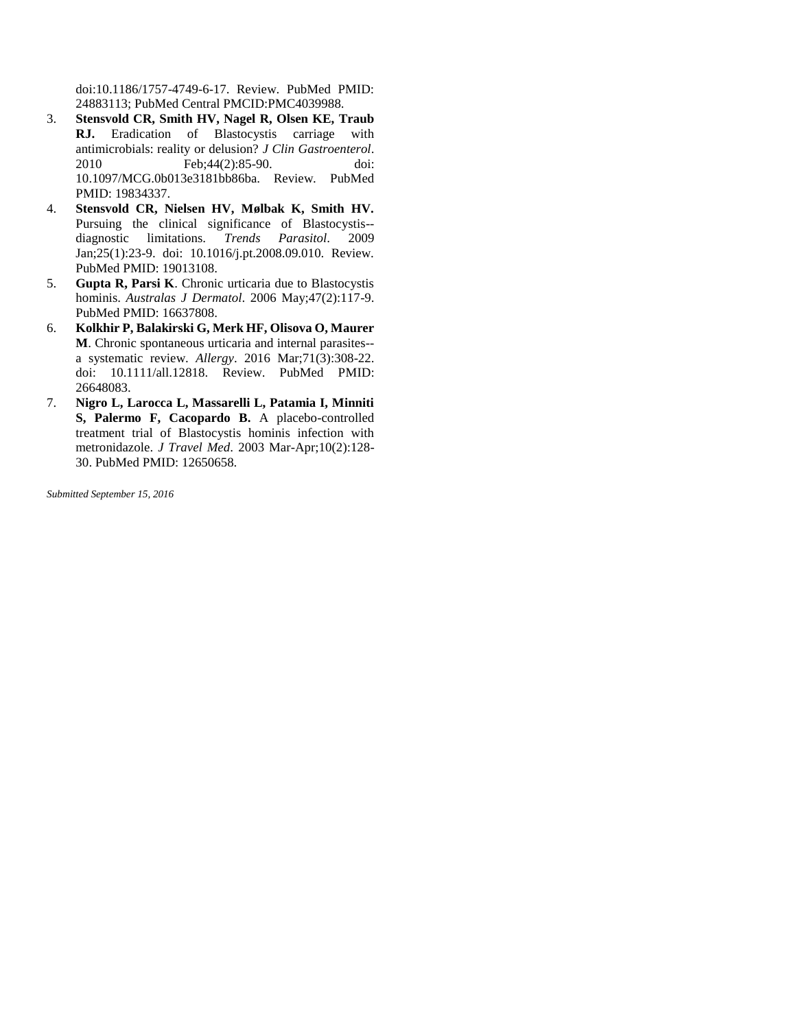doi:10.1186/1757-4749-6-17. Review. PubMed PMID: 24883113; PubMed Central PMCID:PMC4039988.

3. **Stensvold CR, Smith HV, Nagel R, Olsen KE, Traub RJ.** Eradication of Blastocystis carriage with antimicrobials: reality or delusion? *J Clin Gastroenterol*. 2010 Feb;44(2):85-90. doi: 10.1097/MCG.0b013e3181bb86ba. Review. PubMed PMID: 19834337.
4. **Stensvold CR, Nielsen HV, Mølbak K, Smith HV.** Pursuing the clinical significance of Blastocystis--diagnostic limitations. *Trends Parasitol*. 2009 Jan;25(1):23-9. doi: 10.1016/j.pt.2008.09.010. Review. PubMed PMID: 19013108.
5. **Gupta R, Parsi K**. Chronic urticaria due to Blastocystis hominis. *Australas J Dermatol*. 2006 May;47(2):117-9. PubMed PMID: 16637808.
6. **Kolkhir P, Balakirski G, Merk HF, Olisova O, Maurer M**. Chronic spontaneous urticaria and internal parasites--a systematic review. *Allergy*. 2016 Mar;71(3):308-22. doi: 10.1111/all.12818. Review. PubMed PMID: 26648083.
7. **Nigro L, Larocca L, Massarelli L, Patamia I, Minniti S, Palermo F, Cacopardo B.** A placebo-controlled treatment trial of Blastocystis hominis infection with metronidazole. *J Travel Med*. 2003 Mar-Apr;10(2):128-30. PubMed PMID: 12650658.

*Submitted September 15, 2016*